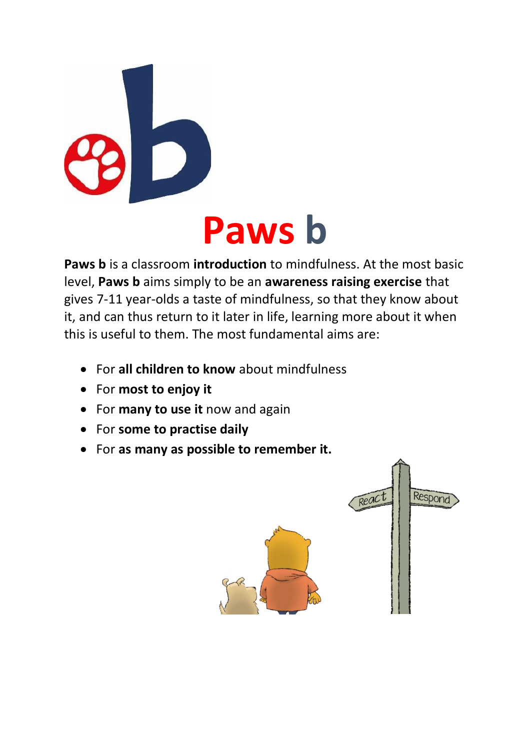# Paws b

**Paws b** is a classroom **introduction** to mindfulness. At the most basic level, **Paws b** aims simply to be an **awareness raising exercise** that gives 7-11 year-olds a taste of mindfulness, so that they know about it, and can thus return to it later in life, learning more about it when this is useful to them. The most fundamental aims are:

- For **all children to know** about mindfulness
- For **most to enjoy it**
- For **many to use it** now and again
- For **some to practise daily**
- For **as many as possible to remember it.**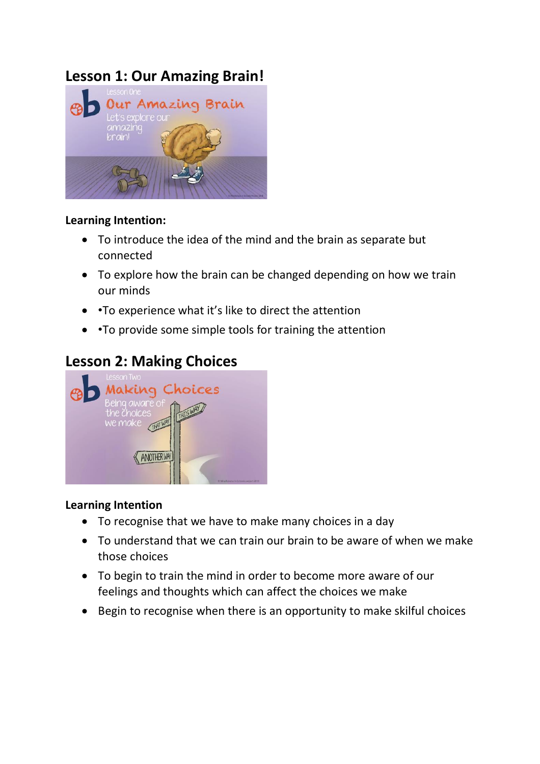## Lesson 1: Our Amazing Brain!

**Learning Intention:**

- To introduce the idea of the mind and the brain as separate but connected
- To explore how the brain can be changed depending on how we train our minds
- •To experience what it's like to direct the attention
- •To provide some simple tools for training the attention

## Lesson 2: Making Choices

**Learning Intention**

- To recognise that we have to make many choices in a day
- To understand that we can train our brain to be aware of when we make those choices
- To begin to train the mind in order to become more aware of our feelings and thoughts which can affect the choices we make
- Begin to recognise when there is an opportunity to make skilful choices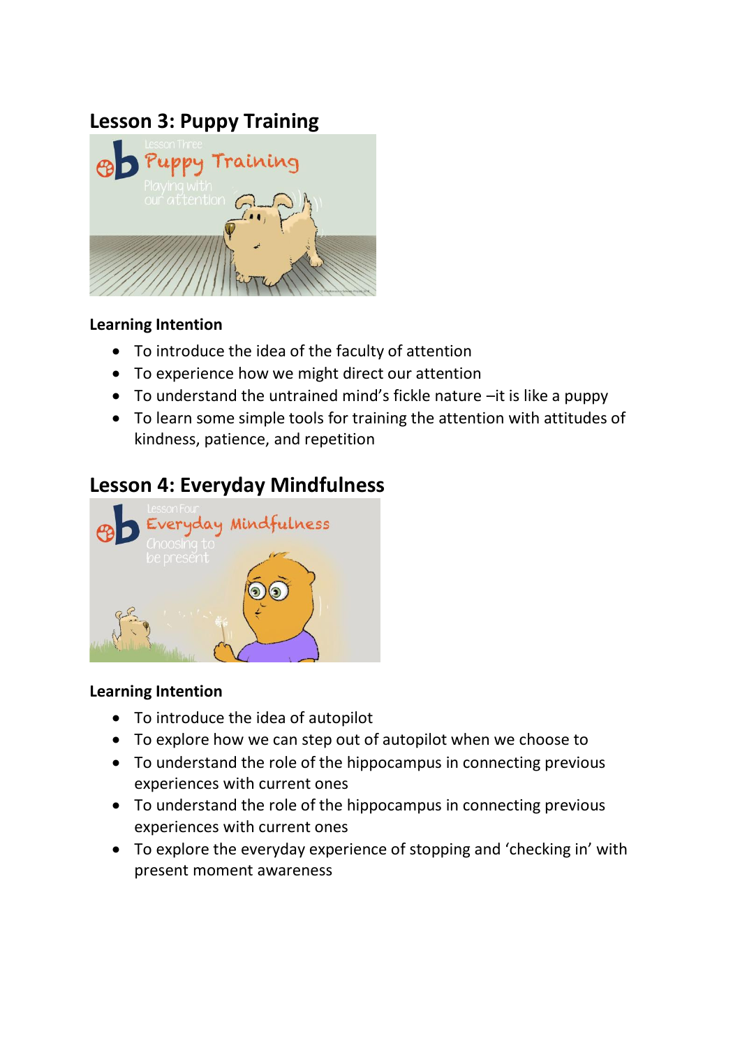## Lesson 3: Puppy Training

### Learning Intention

- To introduce the idea of the faculty of attention
- To experience how we might direct our attention
- To understand the untrained mind's fickle nature –it is like a puppy
- To learn some simple tools for training the attention with attitudes of kindness, patience, and repetition

## Lesson 4: Everyday Mindfulness

### Learning Intention

- To introduce the idea of autopilot
- To explore how we can step out of autopilot when we choose to
- To understand the role of the hippocampus in connecting previous experiences with current ones
- To understand the role of the hippocampus in connecting previous experiences with current ones
- To explore the everyday experience of stopping and 'checking in' with present moment awareness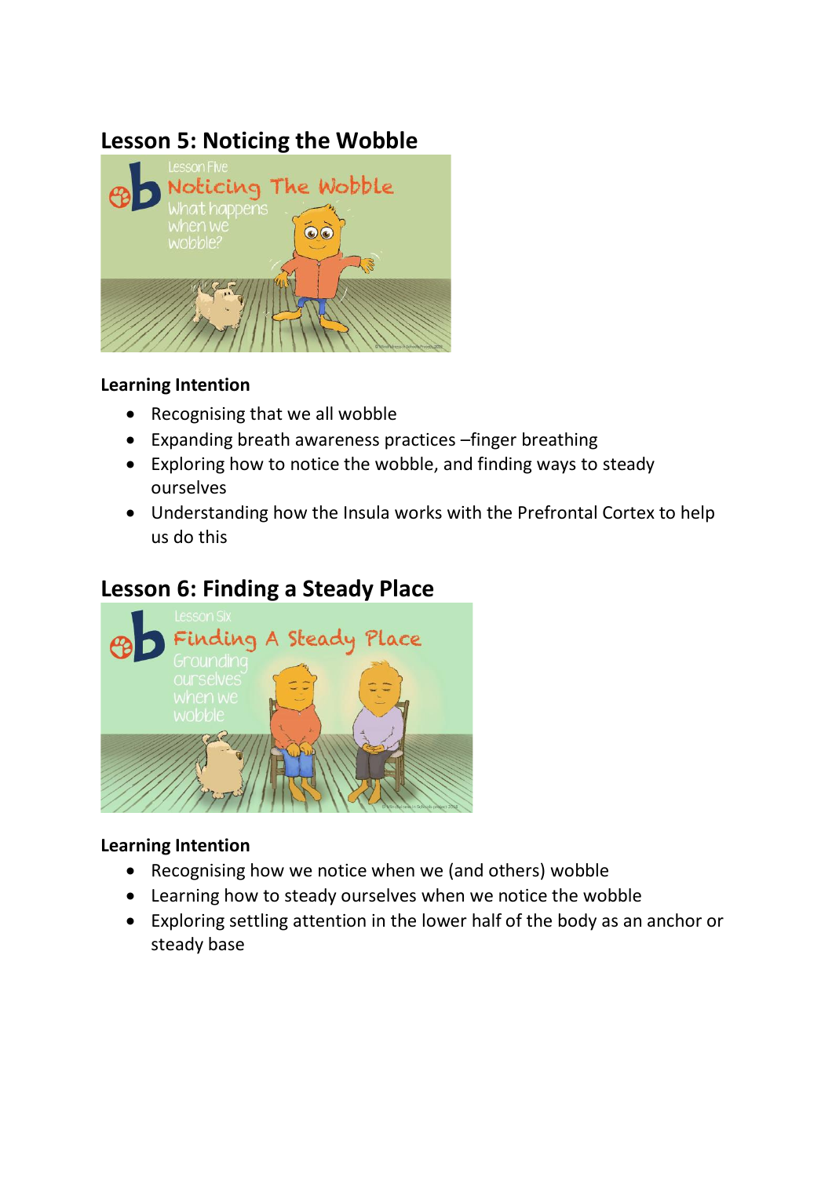## Lesson 5: Noticing the Wobble

### Learning Intention

- Recognising that we all wobble
- Expanding breath awareness practices –finger breathing
- Exploring how to notice the wobble, and finding ways to steady ourselves
- Understanding how the Insula works with the Prefrontal Cortex to help us do this

## Lesson 6: Finding a Steady Place

### Learning Intention

- Recognising how we notice when we (and others) wobble
- Learning how to steady ourselves when we notice the wobble
- Exploring settling attention in the lower half of the body as an anchor or steady base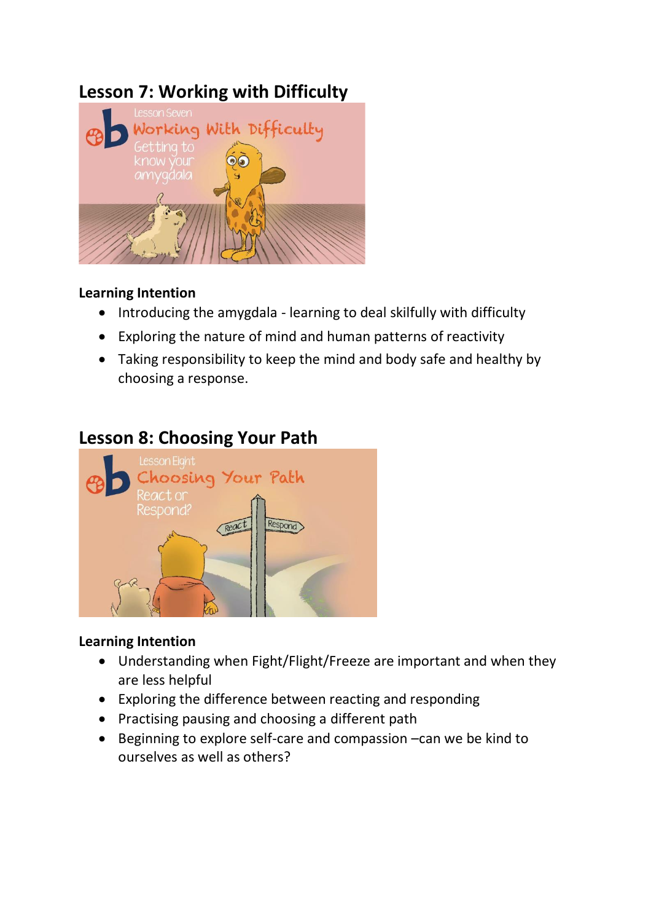## Lesson 7: Working with Difficulty

### Learning Intention

- Introducing the amygdala - learning to deal skilfully with difficulty
- Exploring the nature of mind and human patterns of reactivity
- Taking responsibility to keep the mind and body safe and healthy by choosing a response.

## Lesson 8: Choosing Your Path

### Learning Intention

- Understanding when Fight/Flight/Freeze are important and when they are less helpful
- Exploring the difference between reacting and responding
- Practising pausing and choosing a different path
- Beginning to explore self-care and compassion –can we be kind to ourselves as well as others?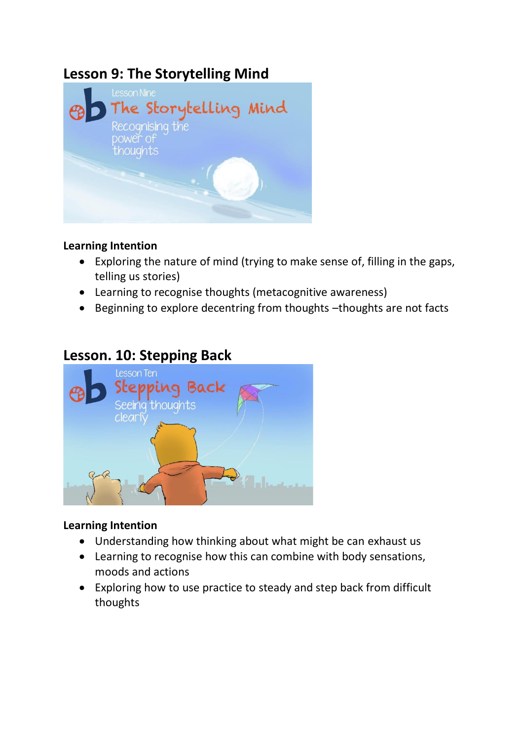## Lesson 9: The Storytelling Mind

**Learning Intention**

- Exploring the nature of mind (trying to make sense of, filling in the gaps, telling us stories)
- Learning to recognise thoughts (metacognitive awareness)
- Beginning to explore decentring from thoughts –thoughts are not facts

## Lesson. 10: Stepping Back

**Learning Intention**

- Understanding how thinking about what might be can exhaust us
- Learning to recognise how this can combine with body sensations, moods and actions
- Exploring how to use practice to steady and step back from difficult thoughts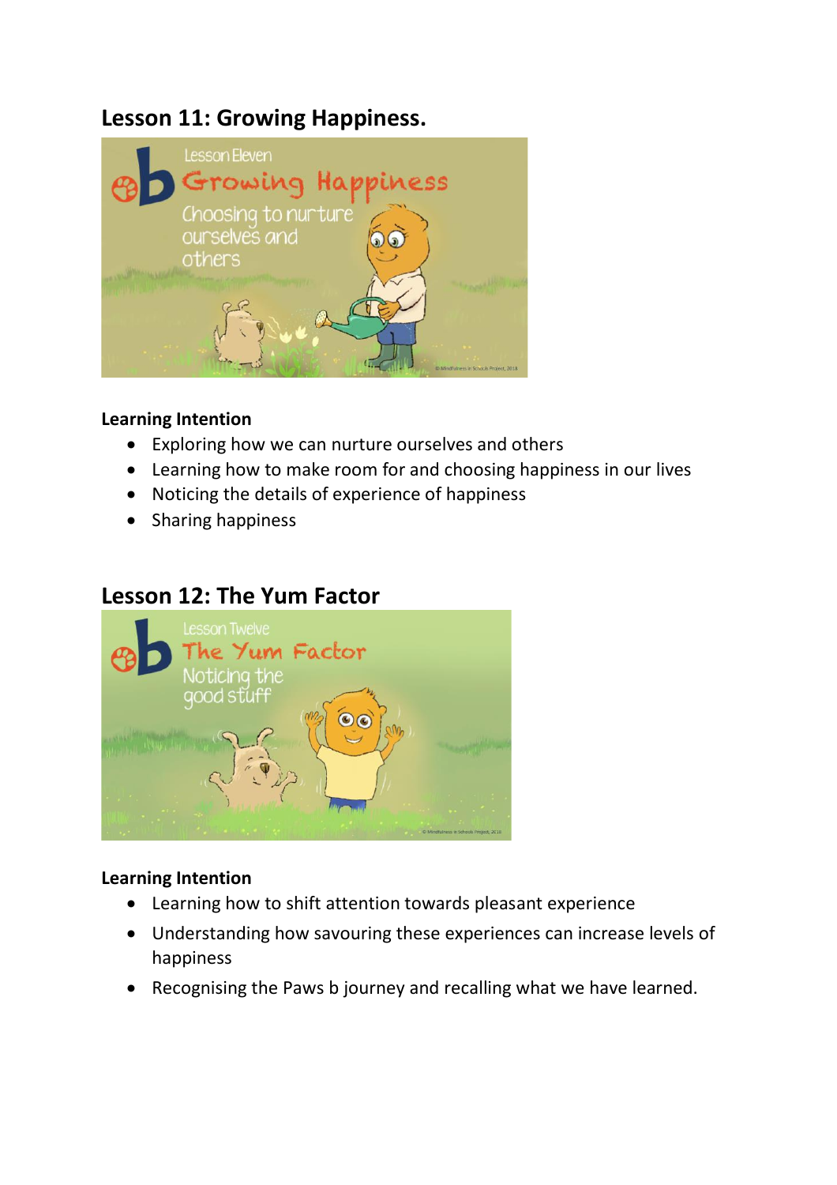## Lesson 11: Growing Happiness.

### Learning Intention

- Exploring how we can nurture ourselves and others
- Learning how to make room for and choosing happiness in our lives
- Noticing the details of experience of happiness
- Sharing happiness

## Lesson 12: The Yum Factor

### Learning Intention

- Learning how to shift attention towards pleasant experience
- Understanding how savouring these experiences can increase levels of happiness
- Recognising the Paws b journey and recalling what we have learned.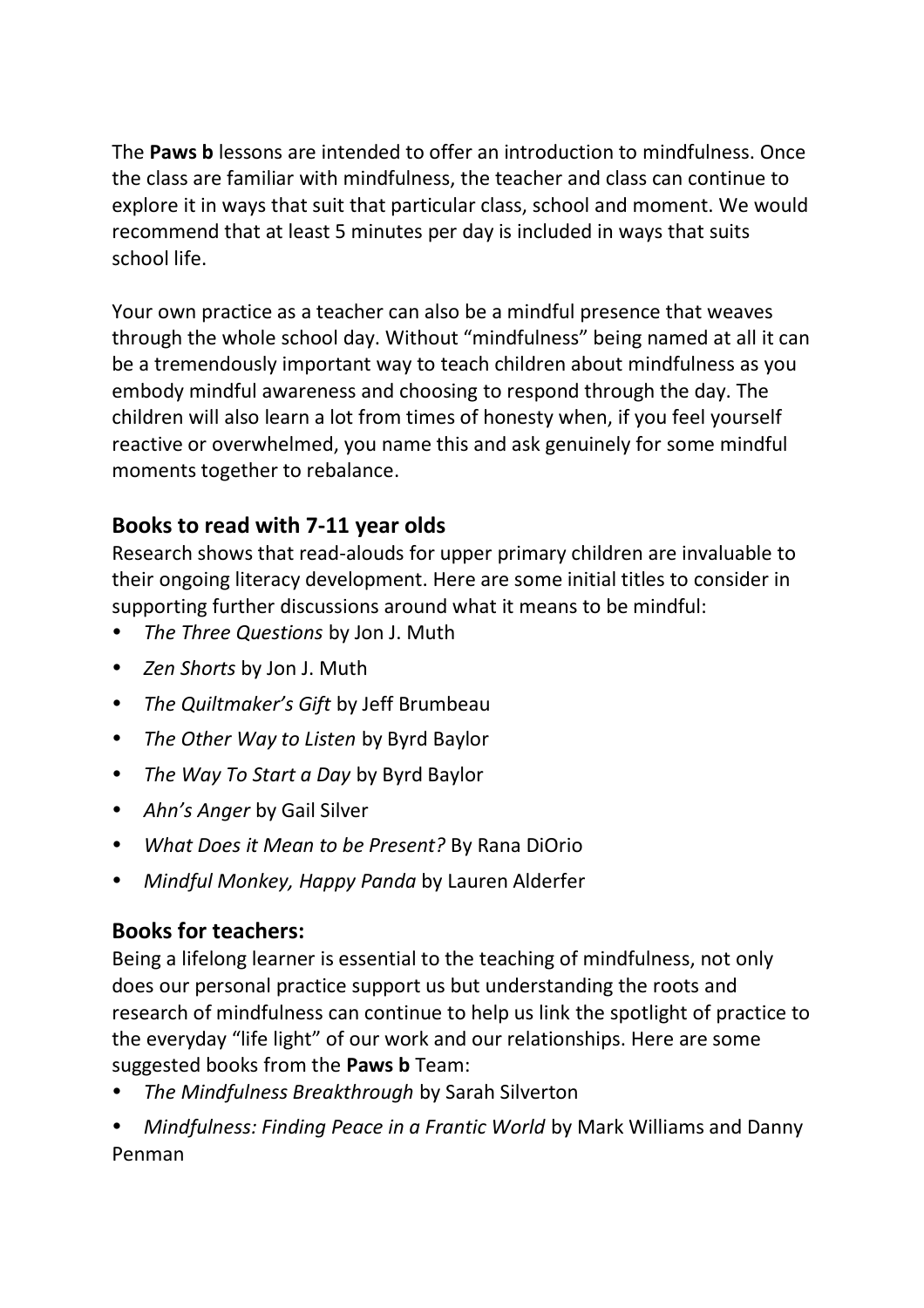The **Paws b** lessons are intended to offer an introduction to mindfulness. Once the class are familiar with mindfulness, the teacher and class can continue to explore it in ways that suit that particular class, school and moment. We would recommend that at least 5 minutes per day is included in ways that suits school life.

Your own practice as a teacher can also be a mindful presence that weaves through the whole school day. Without "mindfulness" being named at all it can be a tremendously important way to teach children about mindfulness as you embody mindful awareness and choosing to respond through the day. The children will also learn a lot from times of honesty when, if you feel yourself reactive or overwhelmed, you name this and ask genuinely for some mindful moments together to rebalance.

## Books to read with 7-11 year olds

Research shows that read-alouds for upper primary children are invaluable to their ongoing literacy development. Here are some initial titles to consider in supporting further discussions around what it means to be mindful:

- *The Three Questions* by Jon J. Muth
- *Zen Shorts* by Jon J. Muth
- *The Quiltmaker's Gift* by Jeff Brumbeau
- *The Other Way to Listen* by Byrd Baylor
- *The Way To Start a Day* by Byrd Baylor
- *Ahn's Anger* by Gail Silver
- *What Does it Mean to be Present?* By Rana DiOrio
- *Mindful Monkey, Happy Panda* by Lauren Alderfer

## Books for teachers:

Being a lifelong learner is essential to the teaching of mindfulness, not only does our personal practice support us but understanding the roots and research of mindfulness can continue to help us link the spotlight of practice to the everyday "life light" of our work and our relationships. Here are some suggested books from the **Paws b** Team:

- *The Mindfulness Breakthrough* by Sarah Silverton
- *Mindfulness: Finding Peace in a Frantic World* by Mark Williams and Danny Penman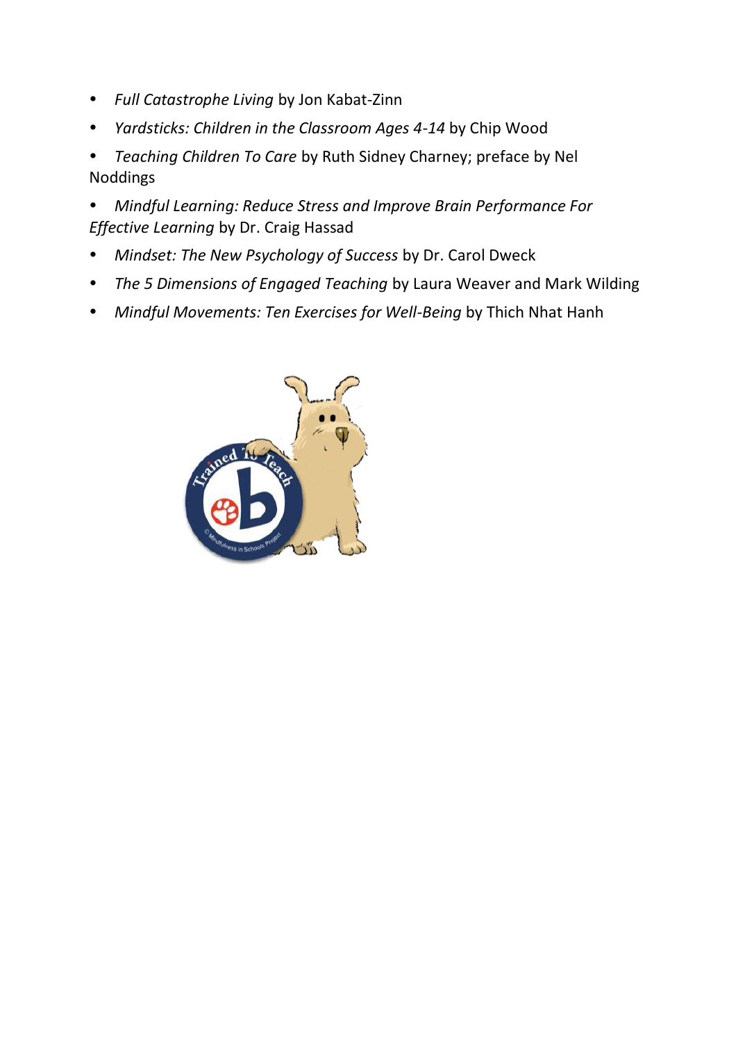- *Full Catastrophe Living* by Jon Kabat-Zinn
- *Yardsticks: Children in the Classroom Ages 4-14* by Chip Wood
- *Teaching Children To Care* by Ruth Sidney Charney; preface by Nel Noddings
- *Mindful Learning: Reduce Stress and Improve Brain Performance For Effective Learning* by Dr. Craig Hassad
- *Mindset: The New Psychology of Success* by Dr. Carol Dweck
- *The 5 Dimensions of Engaged Teaching* by Laura Weaver and Mark Wilding
- *Mindful Movements: Ten Exercises for Well-Being* by Thich Nhat Hanh